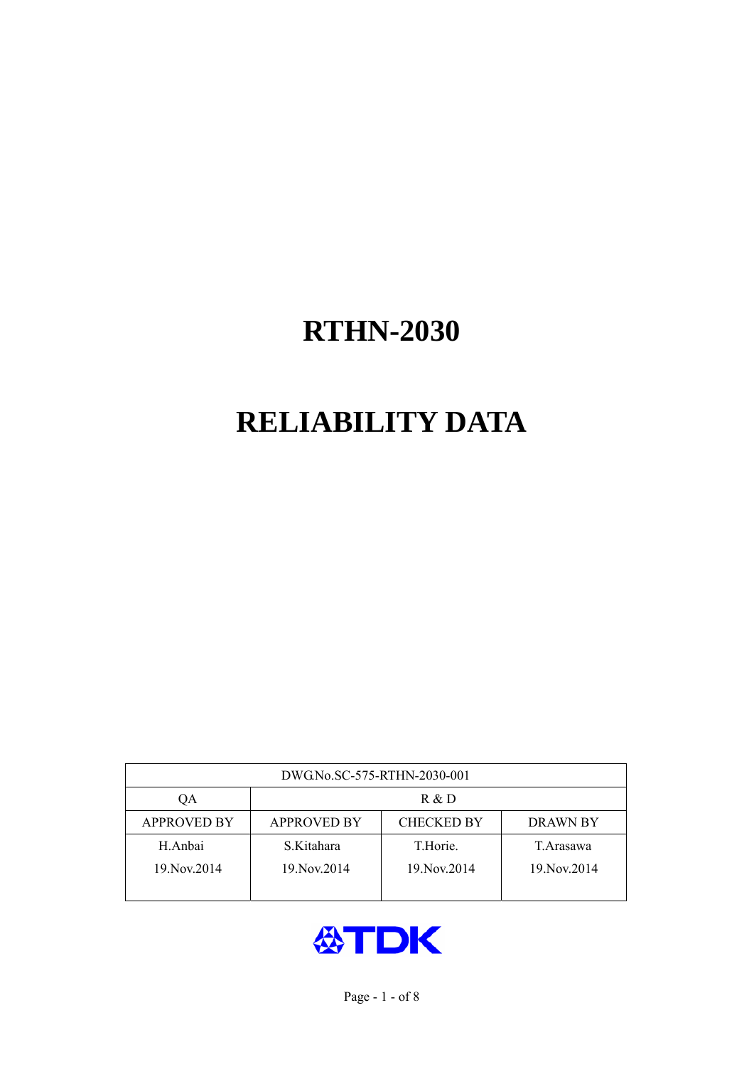# RTHN-2030

# RELIABILITY DATA

| DWG.No.SC-575-RTHN-2030-001 | | | |
|---|---|---|---|
| QA | R & D | | |
| APPROVED BY | APPROVED BY | CHECKED BY | DRAWN BY |
| H.Anbai<br>19.Nov.2014 | S.Kitahara<br>19.Nov.2014 | T.Horie.<br>19.Nov.2014 | T.Arasawa<br>19.Nov.2014 |

TDK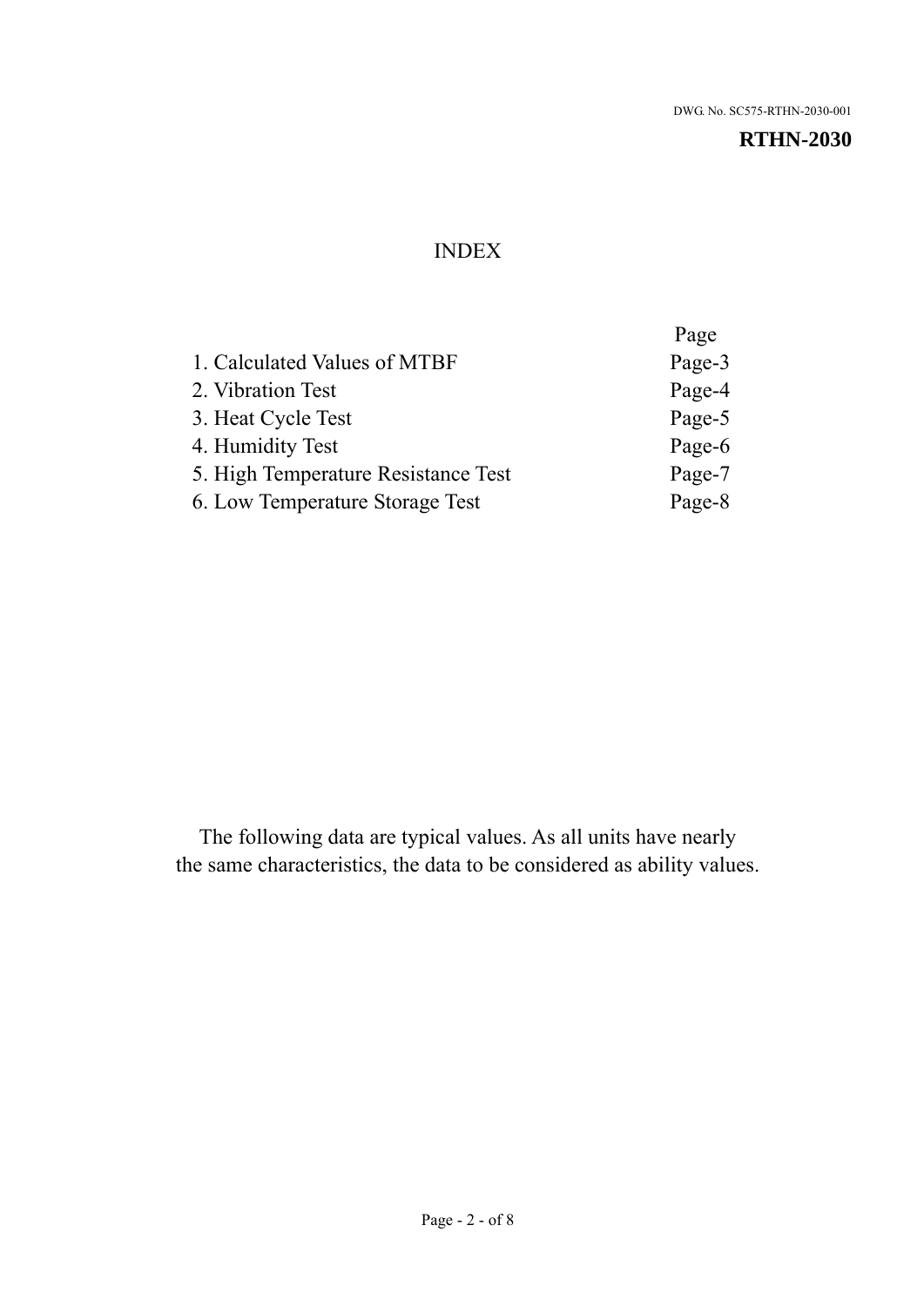DWG. No. SC575-RTHN-2030-001

**RTHN-2030**

# INDEX

| | Page |
|---|---|
| 1. Calculated Values of MTBF | Page-3 |
| 2. Vibration Test | Page-4 |
| 3. Heat Cycle Test | Page-5 |
| 4. Humidity Test | Page-6 |
| 5. High Temperature Resistance Test | Page-7 |
| 6. Low Temperature Storage Test | Page-8 |

The following data are typical values. As all units have nearly the same characteristics, the data to be considered as ability values.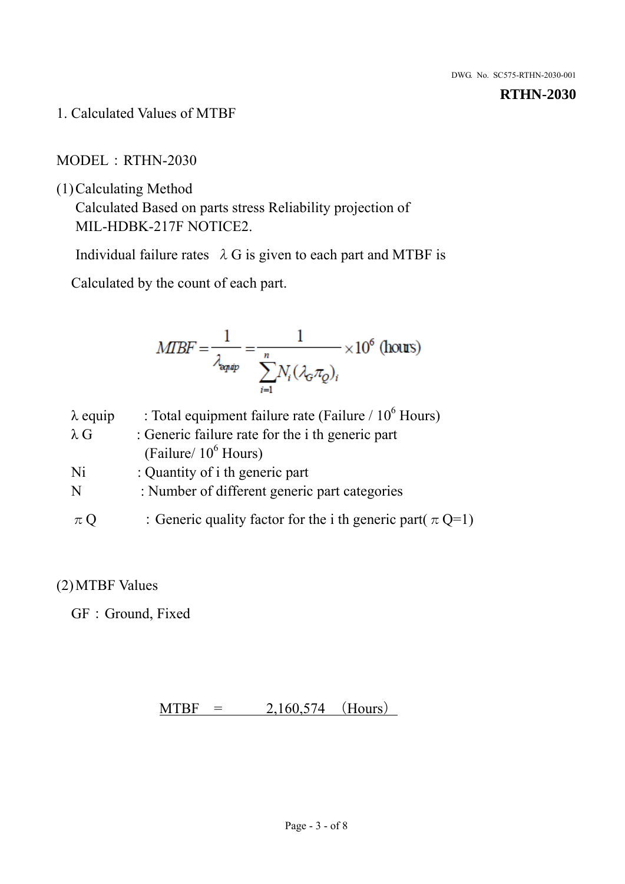DWG. No. SC575-RTHN-2030-001

**RTHN-2030**

## 1. Calculated Values of MTBF

MODEL：RTHN-2030

(1) Calculating Method

Calculated Based on parts stress Reliability projection of MIL-HDBK-217F NOTICE2.

Individual failure rates $\lambda$ G is given to each part and MTBF is

Calculated by the count of each part.

$$MTBF = \frac{1}{\lambda_{equip}} = \frac{1}{\sum_{i=1}^{n} N_i (\lambda_G \pi_Q)_i} \times 10^6 \text{ (hours)}$$

$\lambda$ equip : Total equipment failure rate (Failure / $10^6$ Hours)

$\lambda$ G : Generic failure rate for the i th generic part (Failure/ $10^6$ Hours)

Ni : Quantity of i th generic part

N : Number of different generic part categories

$\pi$ Q ：Generic quality factor for the i th generic part( $\pi$ Q=1)

(2) MTBF Values

GF：Ground, Fixed

MTBF = 2,160,574 （Hours）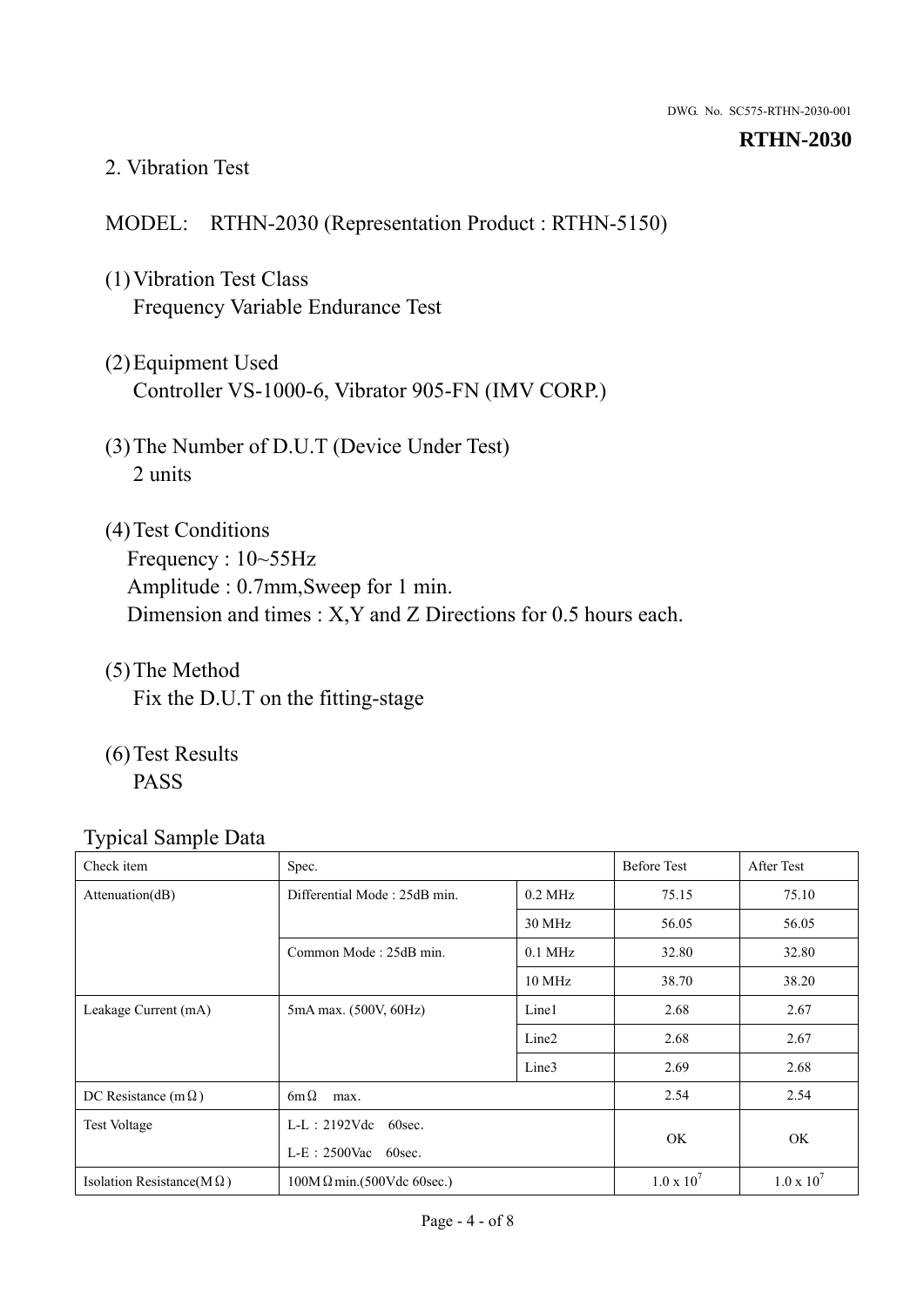DWG. No. SC575-RTHN-2030-001

**RTHN-2030**

2. Vibration Test

MODEL: RTHN-2030 (Representation Product : RTHN-5150)

(1) Vibration Test Class
  Frequency Variable Endurance Test

(2) Equipment Used
  Controller VS-1000-6, Vibrator 905-FN (IMV CORP.)

(3) The Number of D.U.T (Device Under Test)
  2 units

(4) Test Conditions
  Frequency : 10~55Hz
  Amplitude : 0.7mm,Sweep for 1 min.
  Dimension and times : X,Y and Z Directions for 0.5 hours each.

(5) The Method
  Fix the D.U.T on the fitting-stage

(6) Test Results
  PASS

Typical Sample Data

| Check item | Spec. | | Before Test | After Test |
|---|---|---|---|---|
| Attenuation(dB) | Differential Mode : 25dB min. | 0.2 MHz | 75.15 | 75.10 |
| | | 30 MHz | 56.05 | 56.05 |
| | Common Mode : 25dB min. | 0.1 MHz | 32.80 | 32.80 |
| | | 10 MHz | 38.70 | 38.20 |
| Leakage Current (mA) | 5mA max. (500V, 60Hz) | Line1 | 2.68 | 2.67 |
| | | Line2 | 2.68 | 2.67 |
| | | Line3 | 2.69 | 2.68 |
| DC Resistance (mΩ) | 6mΩ max. | | 2.54 | 2.54 |
| Test Voltage | L-L : 2192Vdc 60sec.<br>L-E : 2500Vac 60sec. | | OK | OK |
| Isolation Resistance(MΩ) | 100MΩ min.(500Vdc 60sec.) | | $1.0 \times 10^7$ | $1.0 \times 10^7$ |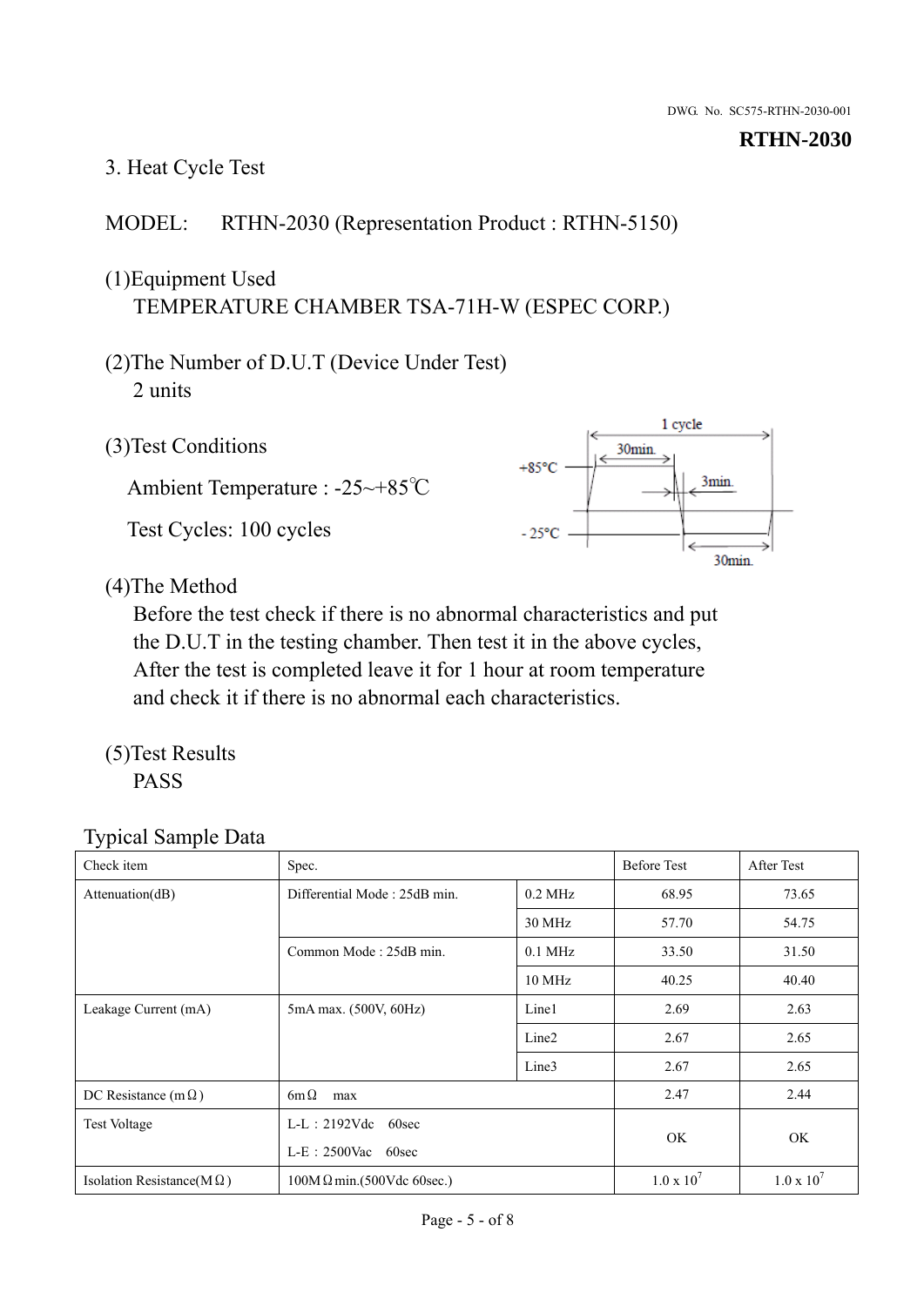DWG. No. SC575-RTHN-2030-001

**RTHN-2030**

## 3. Heat Cycle Test

MODEL: RTHN-2030 (Representation Product : RTHN-5150)

(1)Equipment Used

TEMPERATURE CHAMBER TSA-71H-W (ESPEC CORP.)

(2)The Number of D.U.T (Device Under Test)

2 units

(3)Test Conditions

Ambient Temperature : -25~+85℃

Test Cycles: 100 cycles

1 cycle
+85°C 30min. 3min.
- 25°C 30min.

(4)The Method

Before the test check if there is no abnormal characteristics and put the D.U.T in the testing chamber. Then test it in the above cycles, After the test is completed leave it for 1 hour at room temperature and check it if there is no abnormal each characteristics.

(5)Test Results

PASS

Typical Sample Data

| Check item | Spec. | | Before Test | After Test |
|---|---|---|---|---|
| Attenuation(dB) | Differential Mode : 25dB min. | 0.2 MHz | 68.95 | 73.65 |
| | | 30 MHz | 57.70 | 54.75 |
| | Common Mode : 25dB min. | 0.1 MHz | 33.50 | 31.50 |
| | | 10 MHz | 40.25 | 40.40 |
| Leakage Current (mA) | 5mA max. (500V, 60Hz) | Line1 | 2.69 | 2.63 |
| | | Line2 | 2.67 | 2.65 |
| | | Line3 | 2.67 | 2.65 |
| DC Resistance (mΩ) | 6mΩ max | | 2.47 | 2.44 |
| Test Voltage | L-L : 2192Vdc 60sec<br>L-E : 2500Vac 60sec | | OK | OK |
| Isolation Resistance(MΩ) | 100MΩmin.(500Vdc 60sec.) | | $1.0 \times 10^7$ | $1.0 \times 10^7$ |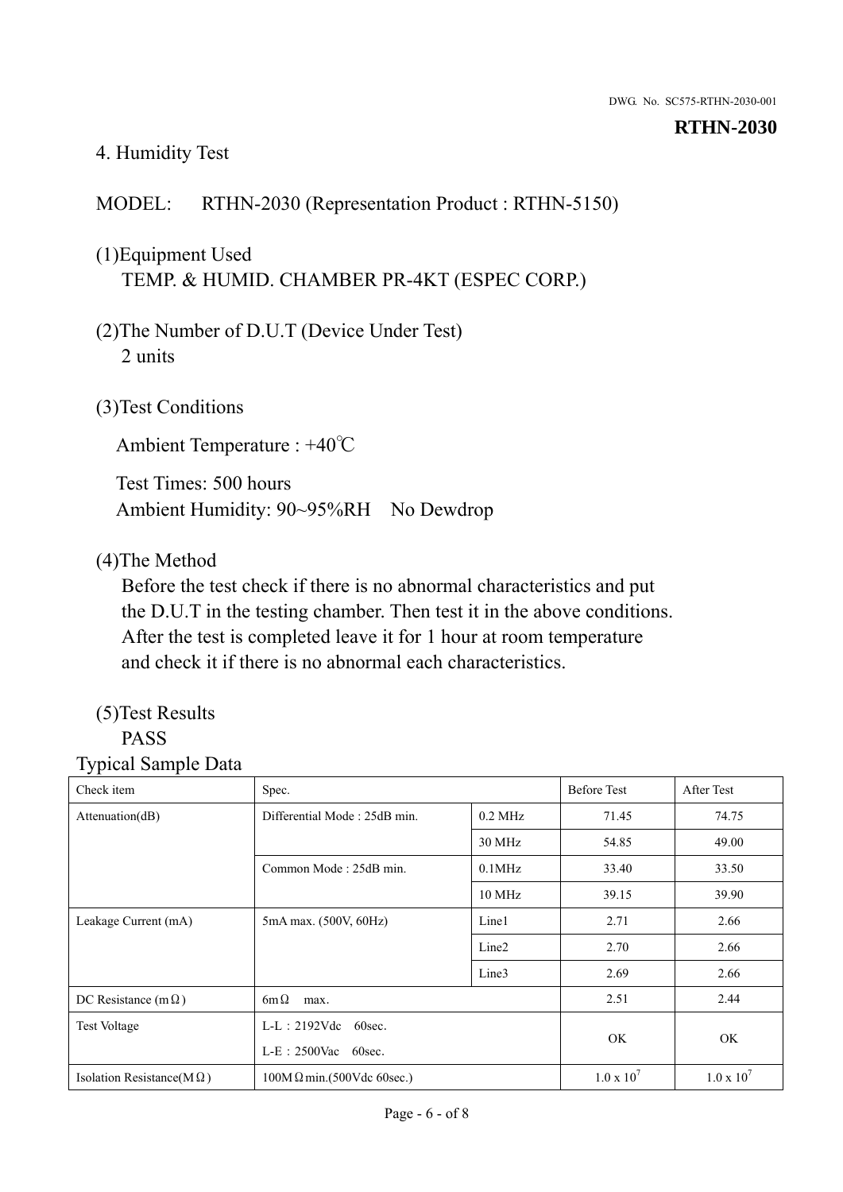## 4. Humidity Test

MODEL: RTHN-2030 (Representation Product : RTHN-5150)

(1)Equipment Used
TEMP. & HUMID. CHAMBER PR-4KT (ESPEC CORP.)

(2)The Number of D.U.T (Device Under Test)
2 units

(3)Test Conditions

Ambient Temperature : +40℃

Test Times: 500 hours
Ambient Humidity: 90~95%RH No Dewdrop

(4)The Method
Before the test check if there is no abnormal characteristics and put the D.U.T in the testing chamber. Then test it in the above conditions. After the test is completed leave it for 1 hour at room temperature and check it if there is no abnormal each characteristics.

(5)Test Results
PASS

Typical Sample Data

| Check item | Spec. | | Before Test | After Test |
|---|---|---|---|---|
| Attenuation(dB) | Differential Mode : 25dB min. | 0.2 MHz | 71.45 | 74.75 |
| | | 30 MHz | 54.85 | 49.00 |
| | Common Mode : 25dB min. | 0.1MHz | 33.40 | 33.50 |
| | | 10 MHz | 39.15 | 39.90 |
| Leakage Current (mA) | 5mA max. (500V, 60Hz) | Line1 | 2.71 | 2.66 |
| | | Line2 | 2.70 | 2.66 |
| | | Line3 | 2.69 | 2.66 |
| DC Resistance (mΩ) | 6mΩ max. | | 2.51 | 2.44 |
| Test Voltage | L-L：2192Vdc 60sec.<br>L-E：2500Vac 60sec. | | OK | OK |
| Isolation Resistance(MΩ) | 100MΩmin.(500Vdc 60sec.) | | $1.0 \times 10^7$ | $1.0 \times 10^7$ |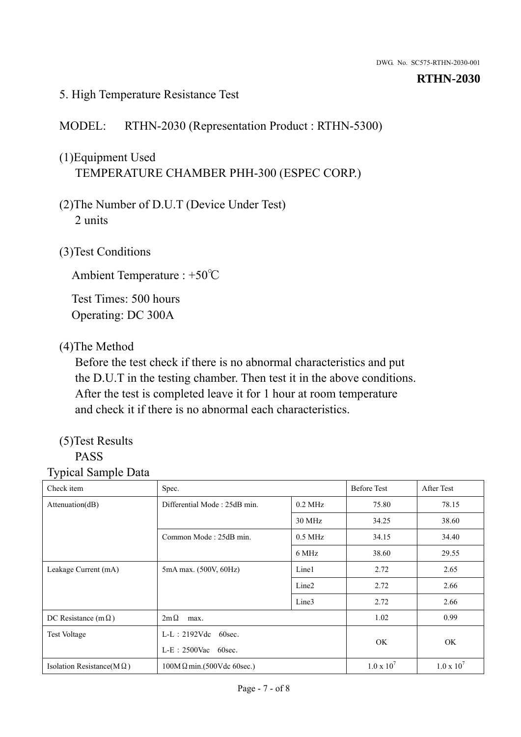DWG. No. SC575-RTHN-2030-001

**RTHN-2030**

5. High Temperature Resistance Test

MODEL: RTHN-2030 (Representation Product : RTHN-5300)

(1)Equipment Used
TEMPERATURE CHAMBER PHH-300 (ESPEC CORP.)

(2)The Number of D.U.T (Device Under Test)
2 units

(3)Test Conditions

Ambient Temperature : +50℃

Test Times: 500 hours
Operating: DC 300A

(4)The Method
Before the test check if there is no abnormal characteristics and put the D.U.T in the testing chamber. Then test it in the above conditions. After the test is completed leave it for 1 hour at room temperature and check it if there is no abnormal each characteristics.

(5)Test Results
PASS

Typical Sample Data

| Check item | Spec. | | Before Test | After Test |
|---|---|---|---|---|
| Attenuation(dB) | Differential Mode : 25dB min. | 0.2 MHz | 75.80 | 78.15 |
| | | 30 MHz | 34.25 | 38.60 |
| | Common Mode : 25dB min. | 0.5 MHz | 34.15 | 34.40 |
| | | 6 MHz | 38.60 | 29.55 |
| Leakage Current (mA) | 5mA max. (500V, 60Hz) | Line1 | 2.72 | 2.65 |
| | | Line2 | 2.72 | 2.66 |
| | | Line3 | 2.72 | 2.66 |
| DC Resistance (mΩ) | 2mΩ max. | | 1.02 | 0.99 |
| Test Voltage | L-L：2192Vdc 60sec.<br>L-E：2500Vac 60sec. | | OK | OK |
| Isolation Resistance(MΩ) | 100MΩmin.(500Vdc 60sec.) | | $1.0 \times 10^7$ | $1.0 \times 10^7$ |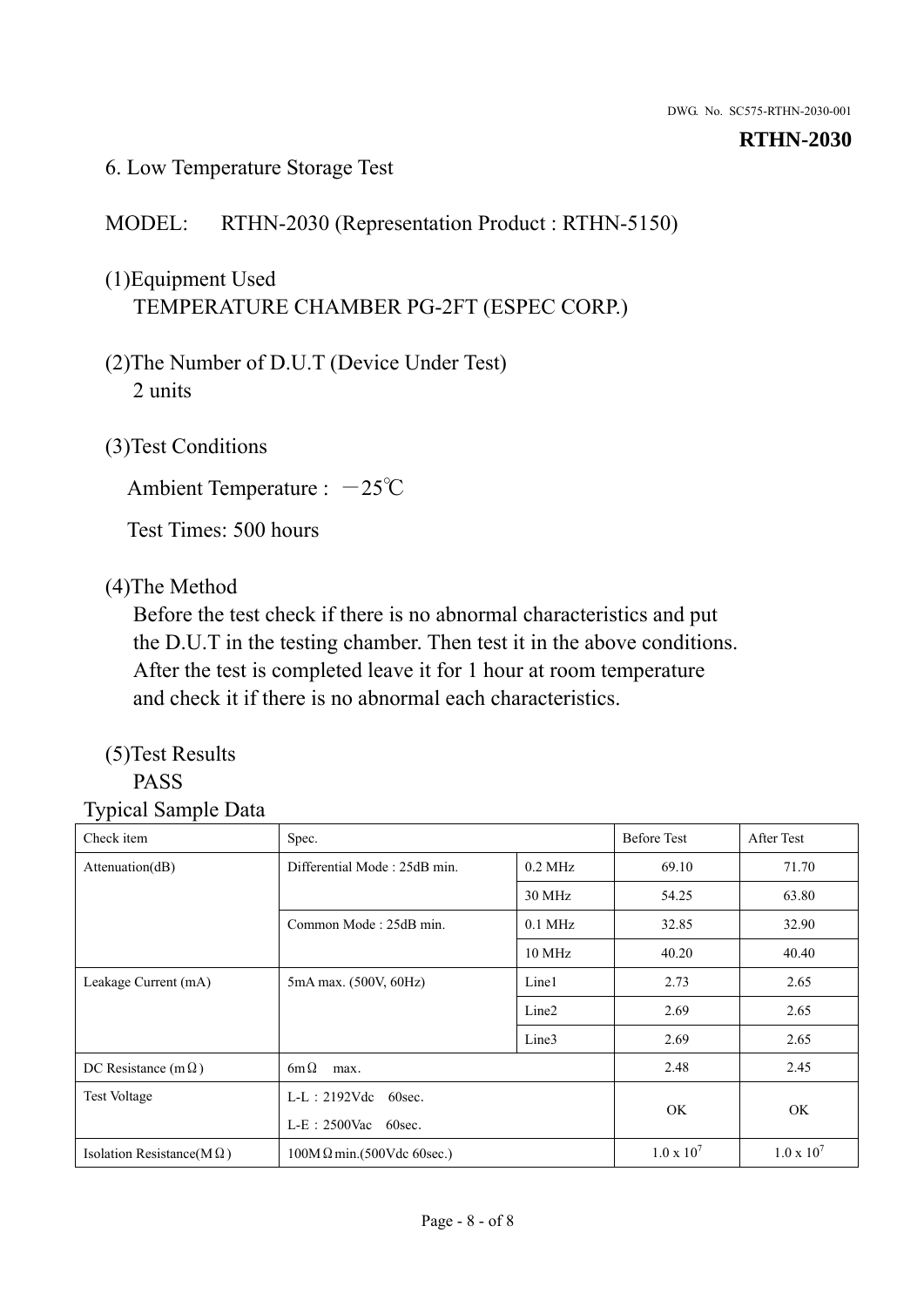## 6. Low Temperature Storage Test

MODEL: RTHN-2030 (Representation Product : RTHN-5150)

(1)Equipment Used
TEMPERATURE CHAMBER PG-2FT (ESPEC CORP.)

(2)The Number of D.U.T (Device Under Test)
2 units

(3)Test Conditions

Ambient Temperature : －25℃

Test Times: 500 hours

(4)The Method
Before the test check if there is no abnormal characteristics and put the D.U.T in the testing chamber. Then test it in the above conditions. After the test is completed leave it for 1 hour at room temperature and check it if there is no abnormal each characteristics.

(5)Test Results
PASS

Typical Sample Data

| Check item | Spec. | | Before Test | After Test |
|---|---|---|---|---|
| Attenuation(dB) | Differential Mode : 25dB min. | 0.2 MHz | 69.10 | 71.70 |
| | | 30 MHz | 54.25 | 63.80 |
| | Common Mode : 25dB min. | 0.1 MHz | 32.85 | 32.90 |
| | | 10 MHz | 40.20 | 40.40 |
| Leakage Current (mA) | 5mA max. (500V, 60Hz) | Line1 | 2.73 | 2.65 |
| | | Line2 | 2.69 | 2.65 |
| | | Line3 | 2.69 | 2.65 |
| DC Resistance (mΩ) | 6mΩ max. | | 2.48 | 2.45 |
| Test Voltage | L-L : 2192Vdc 60sec.<br>L-E : 2500Vac 60sec. | | OK | OK |
| Isolation Resistance(MΩ) | 100MΩmin.(500Vdc 60sec.) | | $1.0 \times 10^7$ | $1.0 \times 10^7$ |